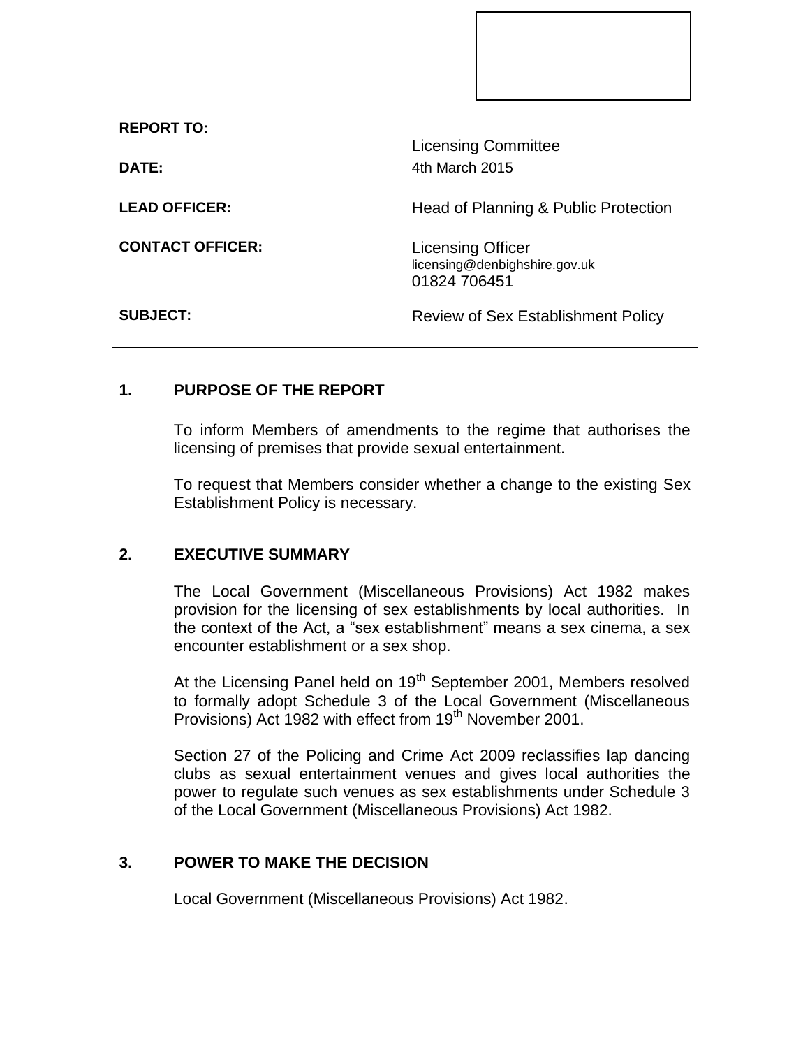| | |
|---|---|
| **REPORT TO:** | Licensing Committee |
| **DATE:** | 4th March 2015 |
| **LEAD OFFICER:** | Head of Planning & Public Protection |
| **CONTACT OFFICER:** | Licensing Officer<br>licensing@denbighshire.gov.uk<br>01824 706451 |
| **SUBJECT:** | Review of Sex Establishment Policy |

## 1. PURPOSE OF THE REPORT

To inform Members of amendments to the regime that authorises the licensing of premises that provide sexual entertainment.

To request that Members consider whether a change to the existing Sex Establishment Policy is necessary.

## 2. EXECUTIVE SUMMARY

The Local Government (Miscellaneous Provisions) Act 1982 makes provision for the licensing of sex establishments by local authorities. In the context of the Act, a "sex establishment" means a sex cinema, a sex encounter establishment or a sex shop.

At the Licensing Panel held on 19th September 2001, Members resolved to formally adopt Schedule 3 of the Local Government (Miscellaneous Provisions) Act 1982 with effect from 19th November 2001.

Section 27 of the Policing and Crime Act 2009 reclassifies lap dancing clubs as sexual entertainment venues and gives local authorities the power to regulate such venues as sex establishments under Schedule 3 of the Local Government (Miscellaneous Provisions) Act 1982.

## 3. POWER TO MAKE THE DECISION

Local Government (Miscellaneous Provisions) Act 1982.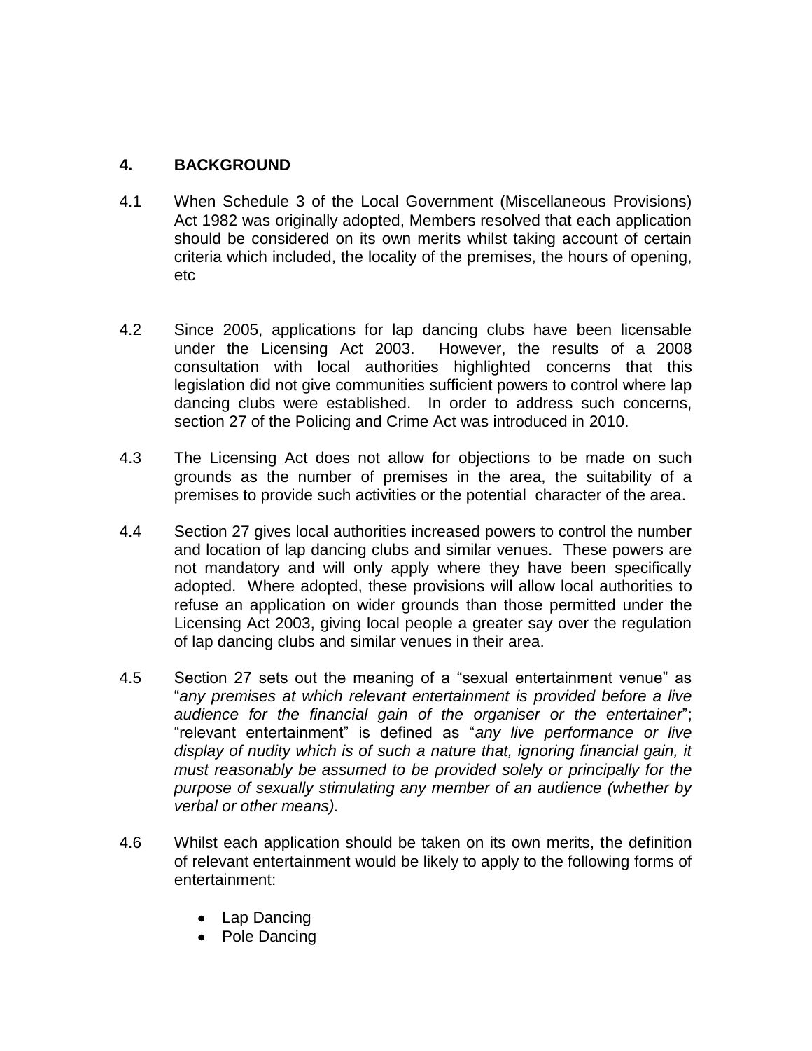## 4. BACKGROUND

4.1 When Schedule 3 of the Local Government (Miscellaneous Provisions) Act 1982 was originally adopted, Members resolved that each application should be considered on its own merits whilst taking account of certain criteria which included, the locality of the premises, the hours of opening, etc

4.2 Since 2005, applications for lap dancing clubs have been licensable under the Licensing Act 2003. However, the results of a 2008 consultation with local authorities highlighted concerns that this legislation did not give communities sufficient powers to control where lap dancing clubs were established. In order to address such concerns, section 27 of the Policing and Crime Act was introduced in 2010.

4.3 The Licensing Act does not allow for objections to be made on such grounds as the number of premises in the area, the suitability of a premises to provide such activities or the potential character of the area.

4.4 Section 27 gives local authorities increased powers to control the number and location of lap dancing clubs and similar venues. These powers are not mandatory and will only apply where they have been specifically adopted. Where adopted, these provisions will allow local authorities to refuse an application on wider grounds than those permitted under the Licensing Act 2003, giving local people a greater say over the regulation of lap dancing clubs and similar venues in their area.

4.5 Section 27 sets out the meaning of a "sexual entertainment venue" as "*any premises at which relevant entertainment is provided before a live audience for the financial gain of the organiser or the entertainer*"; "relevant entertainment" is defined as "*any live performance or live display of nudity which is of such a nature that, ignoring financial gain, it must reasonably be assumed to be provided solely or principally for the purpose of sexually stimulating any member of an audience (whether by verbal or other means).*

4.6 Whilst each application should be taken on its own merits, the definition of relevant entertainment would be likely to apply to the following forms of entertainment:

- Lap Dancing
- Pole Dancing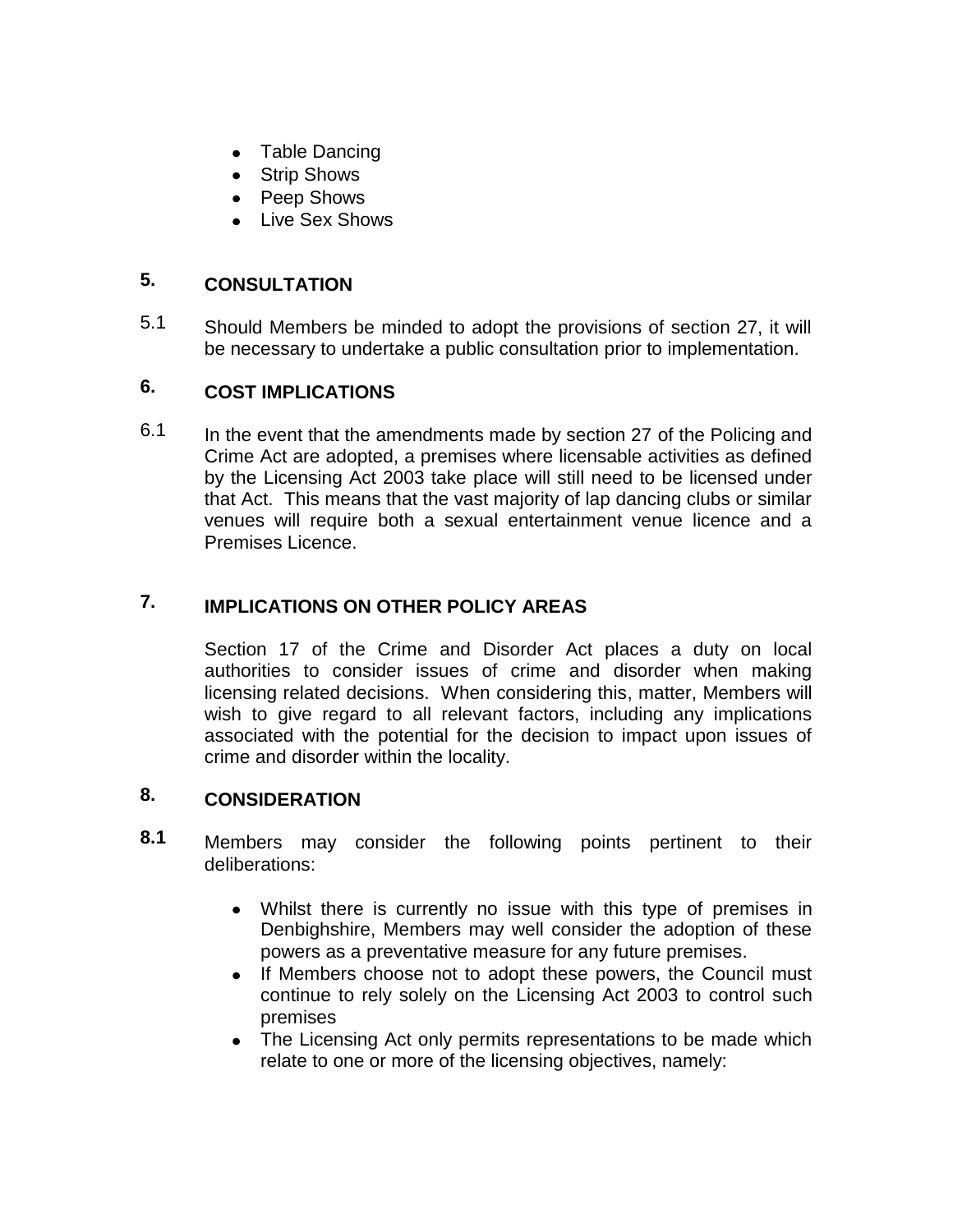- Table Dancing
- Strip Shows
- Peep Shows
- Live Sex Shows

## 5. CONSULTATION

5.1 Should Members be minded to adopt the provisions of section 27, it will be necessary to undertake a public consultation prior to implementation.

## 6. COST IMPLICATIONS

6.1 In the event that the amendments made by section 27 of the Policing and Crime Act are adopted, a premises where licensable activities as defined by the Licensing Act 2003 take place will still need to be licensed under that Act. This means that the vast majority of lap dancing clubs or similar venues will require both a sexual entertainment venue licence and a Premises Licence.

## 7. IMPLICATIONS ON OTHER POLICY AREAS

Section 17 of the Crime and Disorder Act places a duty on local authorities to consider issues of crime and disorder when making licensing related decisions. When considering this, matter, Members will wish to give regard to all relevant factors, including any implications associated with the potential for the decision to impact upon issues of crime and disorder within the locality.

## 8. CONSIDERATION

**8.1** Members may consider the following points pertinent to their deliberations:

- Whilst there is currently no issue with this type of premises in Denbighshire, Members may well consider the adoption of these powers as a preventative measure for any future premises.
- If Members choose not to adopt these powers, the Council must continue to rely solely on the Licensing Act 2003 to control such premises
- The Licensing Act only permits representations to be made which relate to one or more of the licensing objectives, namely: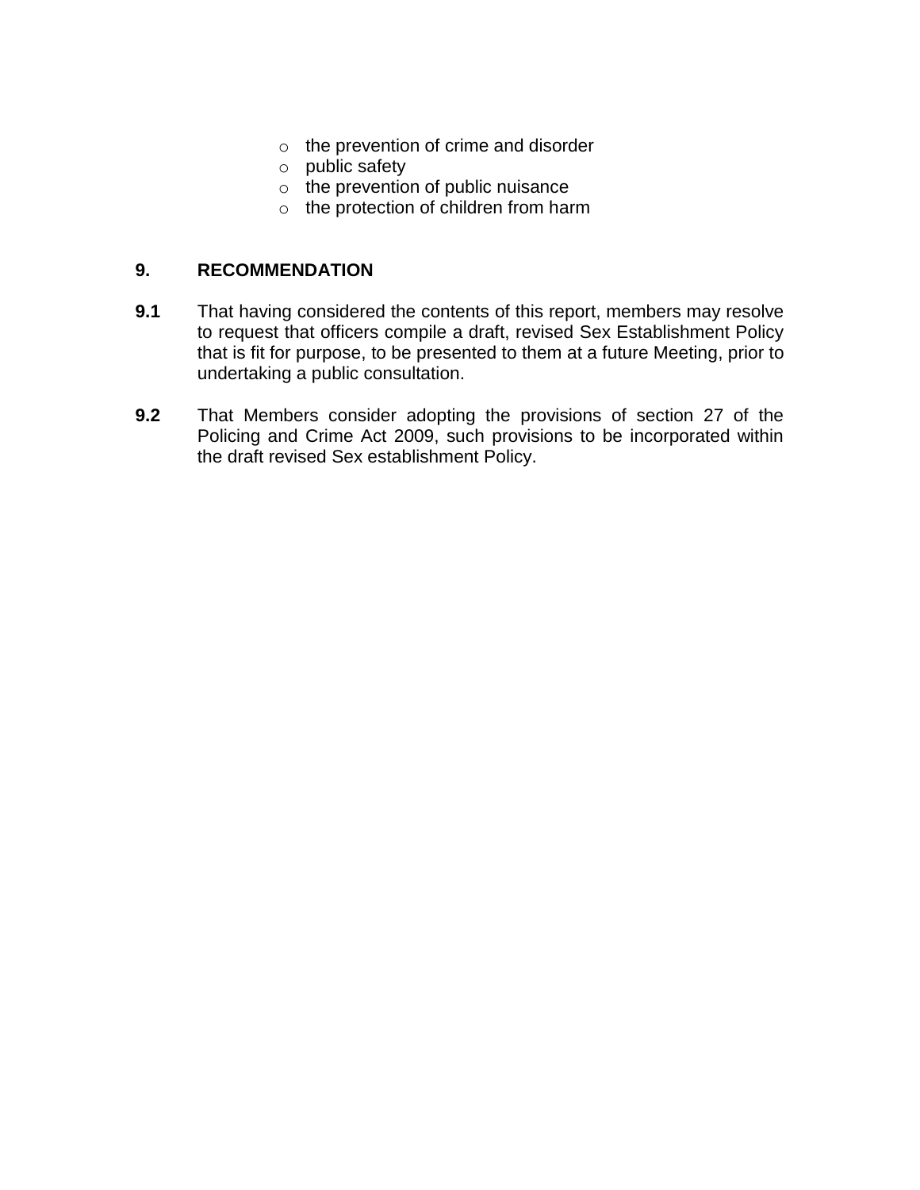- the prevention of crime and disorder
- public safety
- the prevention of public nuisance
- the protection of children from harm

## 9. RECOMMENDATION

**9.1** That having considered the contents of this report, members may resolve to request that officers compile a draft, revised Sex Establishment Policy that is fit for purpose, to be presented to them at a future Meeting, prior to undertaking a public consultation.

**9.2** That Members consider adopting the provisions of section 27 of the Policing and Crime Act 2009, such provisions to be incorporated within the draft revised Sex establishment Policy.